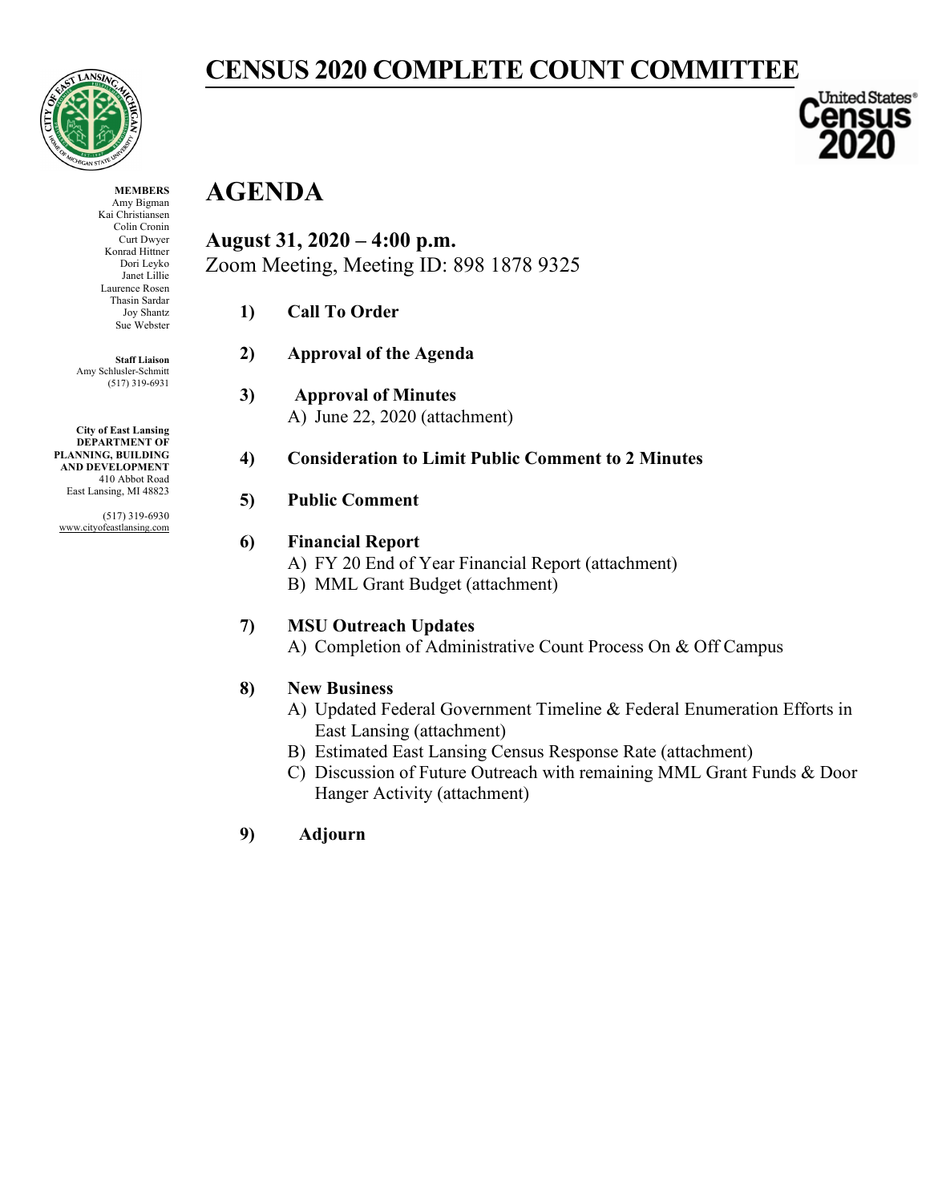# CENSUS 2020 COMPLETE COUNT COMMITTEE

**MEMBERS**
Amy Bigman
Kai Christiansen
Colin Cronin
Curt Dwyer
Konrad Hittner
Dori Leyko
Janet Lillie
Laurence Rosen
Thasin Sardar
Joy Shantz
Sue Webster

**Staff Liaison**
Amy Schlusler-Schmitt
(517) 319-6931

**City of East Lansing**
**DEPARTMENT OF PLANNING, BUILDING AND DEVELOPMENT**
410 Abbot Road
East Lansing, MI 48823

(517) 319-6930
www.cityofeastlansing.com

## AGENDA

**August 31, 2020 – 4:00 p.m.**
Zoom Meeting, Meeting ID: 898 1878 9325

1) **Call To Order**

2) **Approval of the Agenda**

3) **Approval of Minutes**
   A) June 22, 2020 (attachment)

4) **Consideration to Limit Public Comment to 2 Minutes**

5) **Public Comment**

6) **Financial Report**
   A) FY 20 End of Year Financial Report (attachment)
   B) MML Grant Budget (attachment)

7) **MSU Outreach Updates**
   A) Completion of Administrative Count Process On & Off Campus

8) **New Business**
   A) Updated Federal Government Timeline & Federal Enumeration Efforts in East Lansing (attachment)
   B) Estimated East Lansing Census Response Rate (attachment)
   C) Discussion of Future Outreach with remaining MML Grant Funds & Door Hanger Activity (attachment)

9) **Adjourn**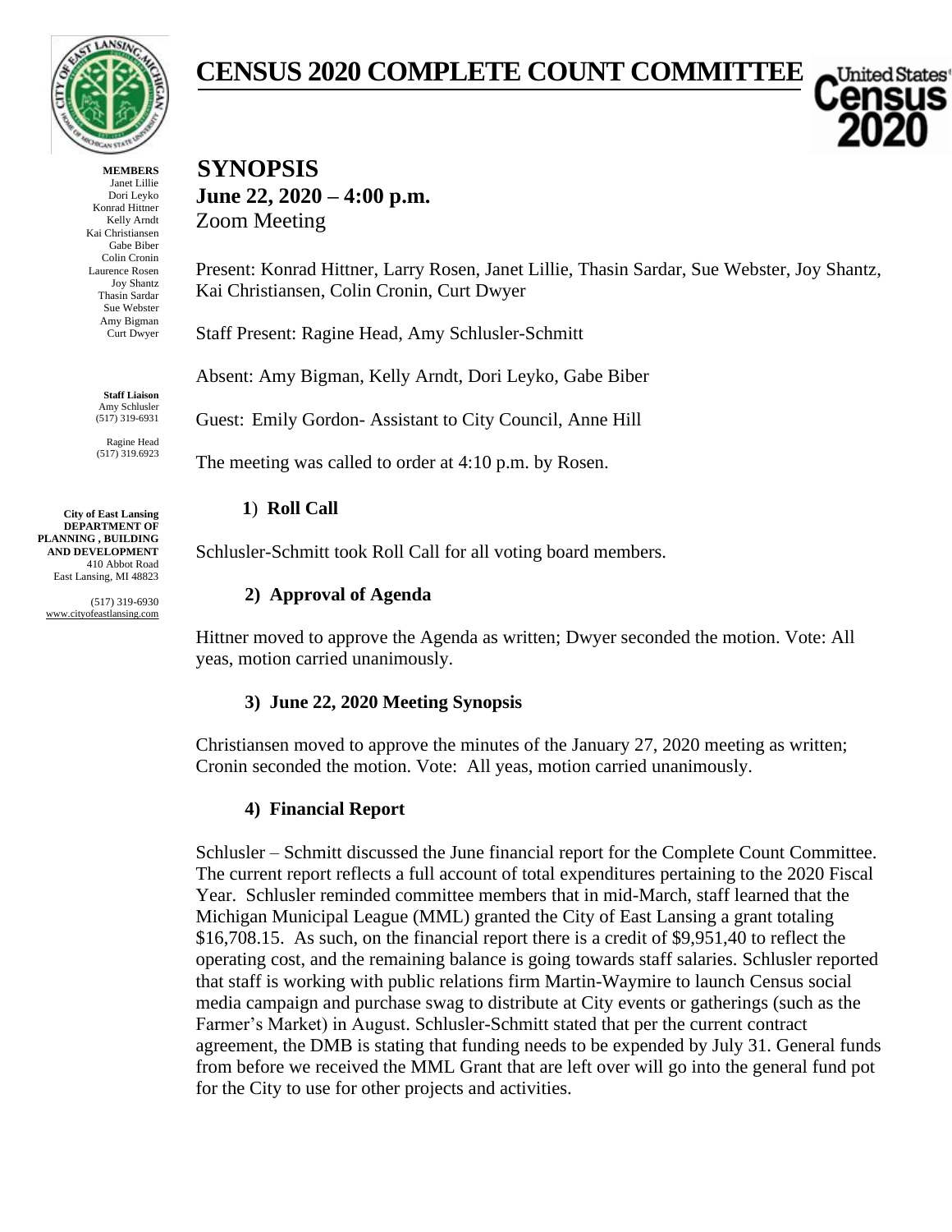# CENSUS 2020 COMPLETE COUNT COMMITTEE

**MEMBERS**
Janet Lillie
Dori Leyko
Konrad Hittner
Kelly Arndt
Kai Christiansen
Gabe Biber
Colin Cronin
Laurence Rosen
Joy Shantz
Thasin Sardar
Sue Webster
Amy Bigman
Curt Dwyer

**Staff Liaison**
Amy Schlusler
(517) 319-6931

Ragine Head
(517) 319.6923

**City of East Lansing DEPARTMENT OF PLANNING , BUILDING AND DEVELOPMENT**
410 Abbot Road
East Lansing, MI 48823

(517) 319-6930
www.cityofeastlansing.com

## SYNOPSIS

**June 22, 2020 – 4:00 p.m.**
Zoom Meeting

Present: Konrad Hittner, Larry Rosen, Janet Lillie, Thasin Sardar, Sue Webster, Joy Shantz, Kai Christiansen, Colin Cronin, Curt Dwyer

Staff Present: Ragine Head, Amy Schlusler-Schmitt

Absent: Amy Bigman, Kelly Arndt, Dori Leyko, Gabe Biber

Guest: Emily Gordon- Assistant to City Council, Anne Hill

The meeting was called to order at 4:10 p.m. by Rosen.

### 1) Roll Call

Schlusler-Schmitt took Roll Call for all voting board members.

### 2) Approval of Agenda

Hittner moved to approve the Agenda as written; Dwyer seconded the motion. Vote: All yeas, motion carried unanimously.

### 3) June 22, 2020 Meeting Synopsis

Christiansen moved to approve the minutes of the January 27, 2020 meeting as written; Cronin seconded the motion. Vote: All yeas, motion carried unanimously.

### 4) Financial Report

Schlusler – Schmitt discussed the June financial report for the Complete Count Committee. The current report reflects a full account of total expenditures pertaining to the 2020 Fiscal Year. Schlusler reminded committee members that in mid-March, staff learned that the Michigan Municipal League (MML) granted the City of East Lansing a grant totaling $16,708.15. As such, on the financial report there is a credit of $9,951,40 to reflect the operating cost, and the remaining balance is going towards staff salaries. Schlusler reported that staff is working with public relations firm Martin-Waymire to launch Census social media campaign and purchase swag to distribute at City events or gatherings (such as the Farmer's Market) in August. Schlusler-Schmitt stated that per the current contract agreement, the DMB is stating that funding needs to be expended by July 31. General funds from before we received the MML Grant that are left over will go into the general fund pot for the City to use for other projects and activities.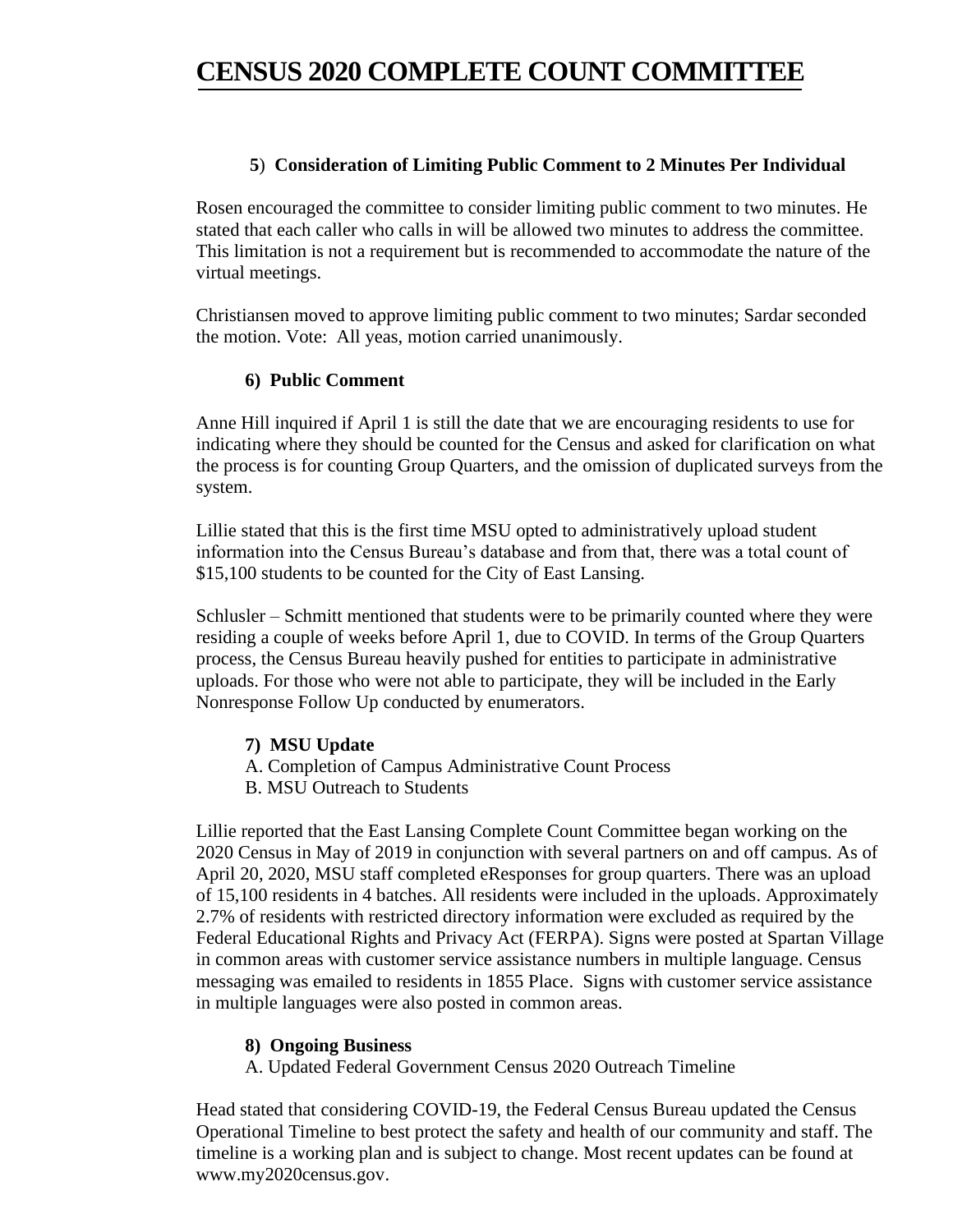# CENSUS 2020 COMPLETE COUNT COMMITTEE

**5) Consideration of Limiting Public Comment to 2 Minutes Per Individual**

Rosen encouraged the committee to consider limiting public comment to two minutes. He stated that each caller who calls in will be allowed two minutes to address the committee. This limitation is not a requirement but is recommended to accommodate the nature of the virtual meetings.

Christiansen moved to approve limiting public comment to two minutes; Sardar seconded the motion. Vote: All yeas, motion carried unanimously.

**6) Public Comment**

Anne Hill inquired if April 1 is still the date that we are encouraging residents to use for indicating where they should be counted for the Census and asked for clarification on what the process is for counting Group Quarters, and the omission of duplicated surveys from the system.

Lillie stated that this is the first time MSU opted to administratively upload student information into the Census Bureau's database and from that, there was a total count of $15,100 students to be counted for the City of East Lansing.

Schlusler – Schmitt mentioned that students were to be primarily counted where they were residing a couple of weeks before April 1, due to COVID. In terms of the Group Quarters process, the Census Bureau heavily pushed for entities to participate in administrative uploads. For those who were not able to participate, they will be included in the Early Nonresponse Follow Up conducted by enumerators.

**7) MSU Update**

A. Completion of Campus Administrative Count Process
B. MSU Outreach to Students

Lillie reported that the East Lansing Complete Count Committee began working on the 2020 Census in May of 2019 in conjunction with several partners on and off campus. As of April 20, 2020, MSU staff completed eResponses for group quarters. There was an upload of 15,100 residents in 4 batches. All residents were included in the uploads. Approximately 2.7% of residents with restricted directory information were excluded as required by the Federal Educational Rights and Privacy Act (FERPA). Signs were posted at Spartan Village in common areas with customer service assistance numbers in multiple language. Census messaging was emailed to residents in 1855 Place. Signs with customer service assistance in multiple languages were also posted in common areas.

**8) Ongoing Business**

A. Updated Federal Government Census 2020 Outreach Timeline

Head stated that considering COVID-19, the Federal Census Bureau updated the Census Operational Timeline to best protect the safety and health of our community and staff. The timeline is a working plan and is subject to change. Most recent updates can be found at www.my2020census.gov.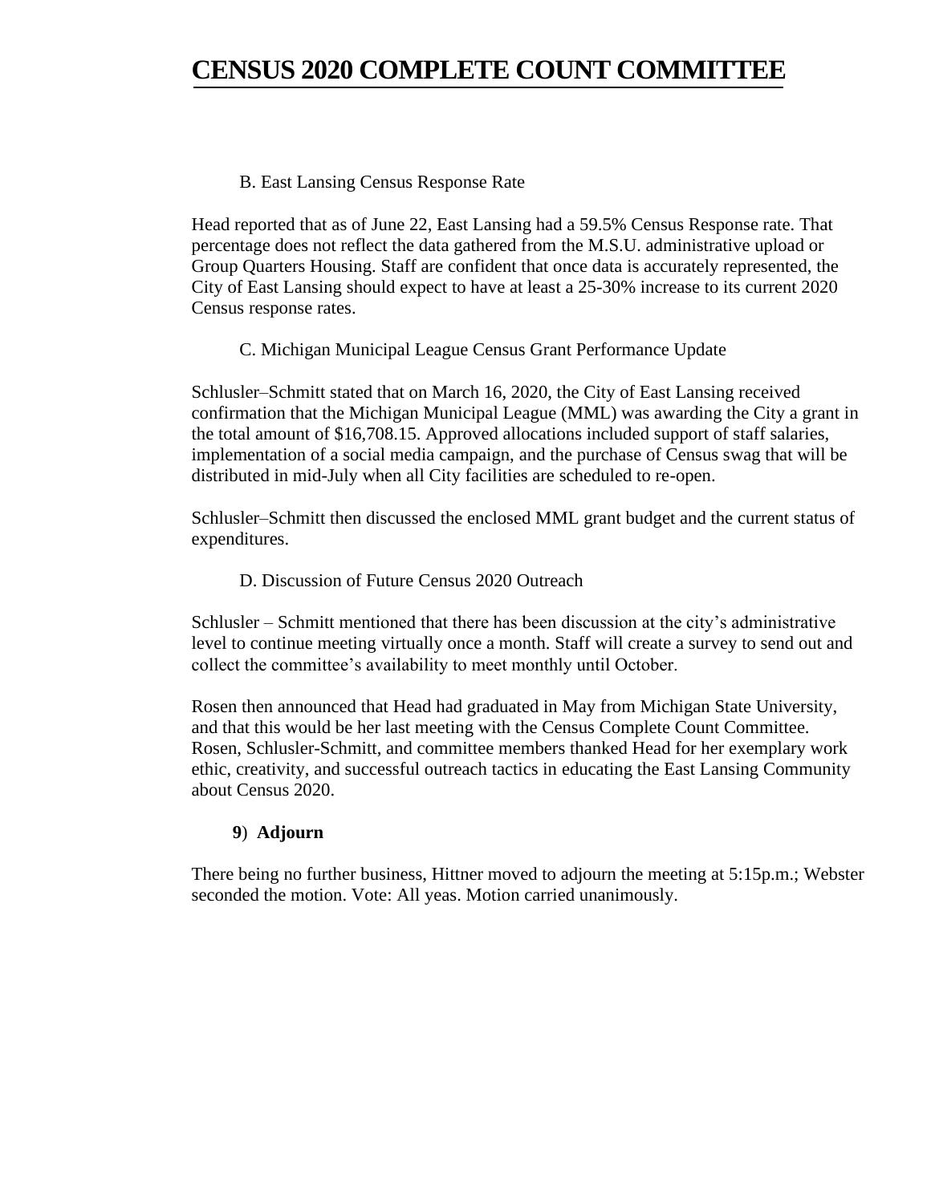B. East Lansing Census Response Rate

Head reported that as of June 22, East Lansing had a 59.5% Census Response rate. That percentage does not reflect the data gathered from the M.S.U. administrative upload or Group Quarters Housing. Staff are confident that once data is accurately represented, the City of East Lansing should expect to have at least a 25-30% increase to its current 2020 Census response rates.

C. Michigan Municipal League Census Grant Performance Update

Schlusler–Schmitt stated that on March 16, 2020, the City of East Lansing received confirmation that the Michigan Municipal League (MML) was awarding the City a grant in the total amount of $16,708.15. Approved allocations included support of staff salaries, implementation of a social media campaign, and the purchase of Census swag that will be distributed in mid-July when all City facilities are scheduled to re-open.

Schlusler–Schmitt then discussed the enclosed MML grant budget and the current status of expenditures.

D. Discussion of Future Census 2020 Outreach

Schlusler – Schmitt mentioned that there has been discussion at the city's administrative level to continue meeting virtually once a month. Staff will create a survey to send out and collect the committee's availability to meet monthly until October.

Rosen then announced that Head had graduated in May from Michigan State University, and that this would be her last meeting with the Census Complete Count Committee. Rosen, Schlusler-Schmitt, and committee members thanked Head for her exemplary work ethic, creativity, and successful outreach tactics in educating the East Lansing Community about Census 2020.

**9**) **Adjourn**

There being no further business, Hittner moved to adjourn the meeting at 5:15p.m.; Webster seconded the motion. Vote: All yeas. Motion carried unanimously.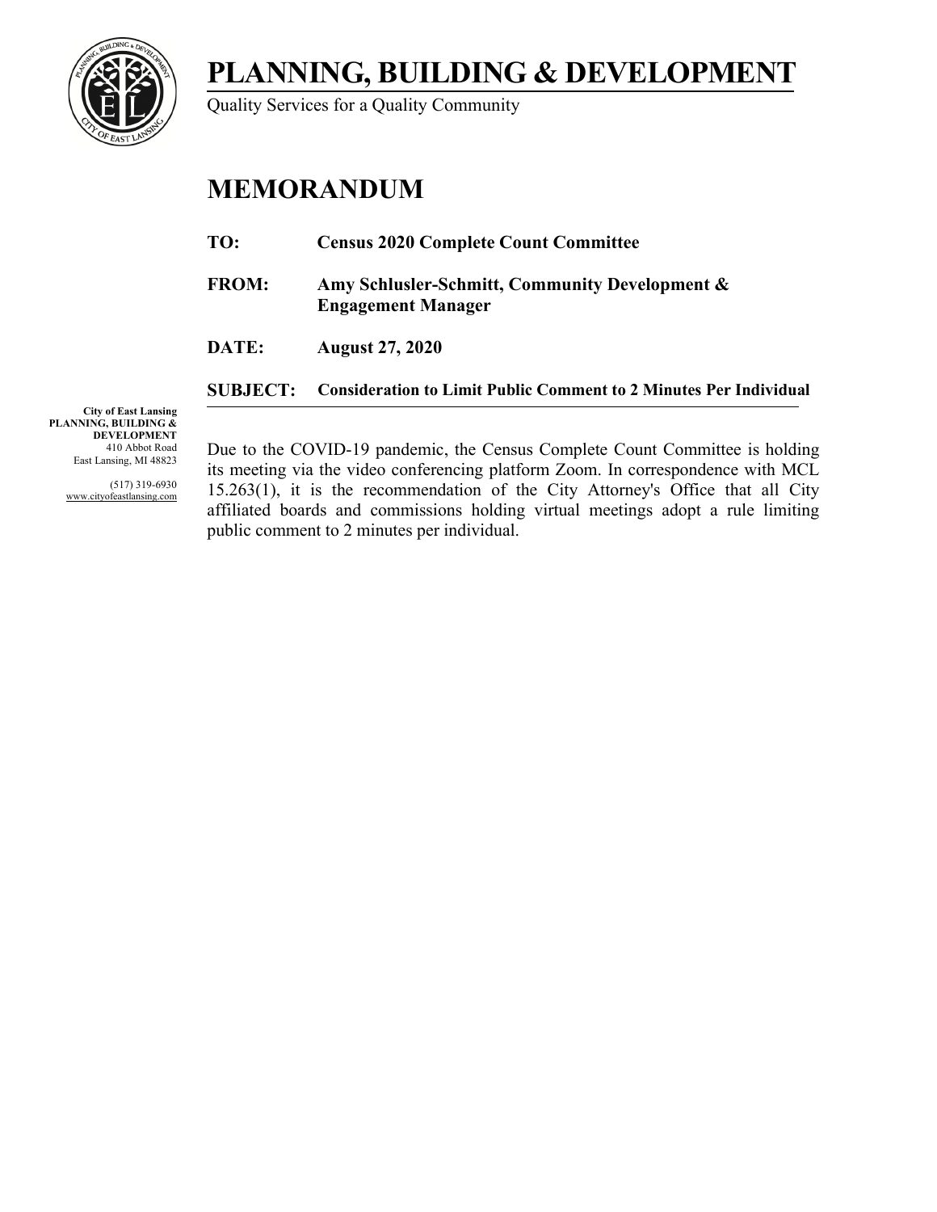# PLANNING, BUILDING & DEVELOPMENT

Quality Services for a Quality Community

# MEMORANDUM

**TO:** Census 2020 Complete Count Committee

**FROM:** Amy Schlusler-Schmitt, Community Development & Engagement Manager

**DATE:** August 27, 2020

**SUBJECT:** Consideration to Limit Public Comment to 2 Minutes Per Individual

**City of East Lansing**
**PLANNING, BUILDING & DEVELOPMENT**
410 Abbot Road
East Lansing, MI 48823

(517) 319-6930
www.cityofeastlansing.com

Due to the COVID-19 pandemic, the Census Complete Count Committee is holding its meeting via the video conferencing platform Zoom. In correspondence with MCL 15.263(1), it is the recommendation of the City Attorney's Office that all City affiliated boards and commissions holding virtual meetings adopt a rule limiting public comment to 2 minutes per individual.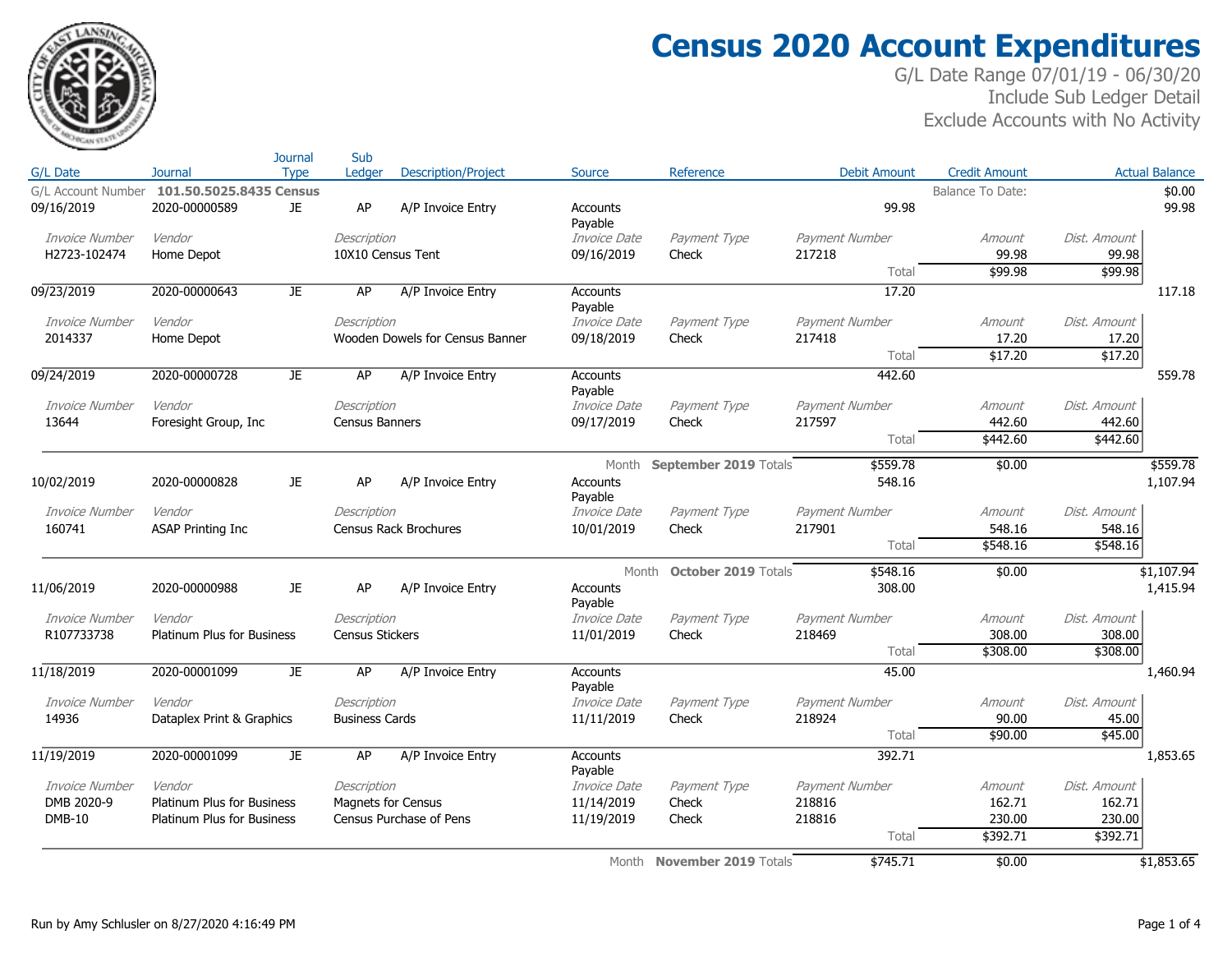# Census 2020 Account Expenditures

G/L Date Range 07/01/19 - 06/30/20
Include Sub Ledger Detail
Exclude Accounts with No Activity

| G/L Date | Journal | Journal Type | Sub Ledger | Description/Project | Source | Reference | Debit Amount | Credit Amount | | Actual Balance |
|---|---|---|---|---|---|---|---|---|---|---|
| G/L Account Number | **101.50.5025.8435 Census** | | | | | | | Balance To Date: | | $0.00 |
| 09/16/2019 | 2020-00000589 | JE | AP | A/P Invoice Entry | Accounts Payable | | 99.98 | | | 99.98 |
| *Invoice Number* | *Vendor* | | *Description* | | *Invoice Date* | *Payment Type* | *Payment Number* | *Amount* | *Dist. Amount* | |
| H2723-102474 | Home Depot | | 10X10 Census Tent | | 09/16/2019 | Check | 217218 | 99.98 | 99.98 | |
| | | | | | | | Total | $99.98 | $99.98 | |
| 09/23/2019 | 2020-00000643 | JE | AP | A/P Invoice Entry | Accounts Payable | | 17.20 | | | 117.18 |
| *Invoice Number* | *Vendor* | | *Description* | | *Invoice Date* | *Payment Type* | *Payment Number* | *Amount* | *Dist. Amount* | |
| 2014337 | Home Depot | | Wooden Dowels for Census Banner | | 09/18/2019 | Check | 217418 | 17.20 | 17.20 | |
| | | | | | | | Total | $17.20 | $17.20 | |
| 09/24/2019 | 2020-00000728 | JE | AP | A/P Invoice Entry | Accounts Payable | | 442.60 | | | 559.78 |
| *Invoice Number* | *Vendor* | | *Description* | | *Invoice Date* | *Payment Type* | *Payment Number* | *Amount* | *Dist. Amount* | |
| 13644 | Foresight Group, Inc | | Census Banners | | 09/17/2019 | Check | 217597 | 442.60 | 442.60 | |
| | | | | | | | Total | $442.60 | $442.60 | |
| | | | | | Month | **September 2019** Totals | $559.78 | $0.00 | | $559.78 |
| 10/02/2019 | 2020-00000828 | JE | AP | A/P Invoice Entry | Accounts Payable | | 548.16 | | | 1,107.94 |
| *Invoice Number* | *Vendor* | | *Description* | | *Invoice Date* | *Payment Type* | *Payment Number* | *Amount* | *Dist. Amount* | |
| 160741 | ASAP Printing Inc | | Census Rack Brochures | | 10/01/2019 | Check | 217901 | 548.16 | 548.16 | |
| | | | | | | | Total | $548.16 | $548.16 | |
| | | | | | Month | **October 2019** Totals | $548.16 | $0.00 | | $1,107.94 |
| 11/06/2019 | 2020-00000988 | JE | AP | A/P Invoice Entry | Accounts Payable | | 308.00 | | | 1,415.94 |
| *Invoice Number* | *Vendor* | | *Description* | | *Invoice Date* | *Payment Type* | *Payment Number* | *Amount* | *Dist. Amount* | |
| R107733738 | Platinum Plus for Business | | Census Stickers | | 11/01/2019 | Check | 218469 | 308.00 | 308.00 | |
| | | | | | | | Total | $308.00 | $308.00 | |
| 11/18/2019 | 2020-00001099 | JE | AP | A/P Invoice Entry | Accounts Payable | | 45.00 | | | 1,460.94 |
| *Invoice Number* | *Vendor* | | *Description* | | *Invoice Date* | *Payment Type* | *Payment Number* | *Amount* | *Dist. Amount* | |
| 14936 | Dataplex Print & Graphics | | Business Cards | | 11/11/2019 | Check | 218924 | 90.00 | 45.00 | |
| | | | | | | | Total | $90.00 | $45.00 | |
| 11/19/2019 | 2020-00001099 | JE | AP | A/P Invoice Entry | Accounts Payable | | 392.71 | | | 1,853.65 |
| *Invoice Number* | *Vendor* | | *Description* | | *Invoice Date* | *Payment Type* | *Payment Number* | *Amount* | *Dist. Amount* | |
| DMB 2020-9 | Platinum Plus for Business | | Magnets for Census | | 11/14/2019 | Check | 218816 | 162.71 | 162.71 | |
| DMB-10 | Platinum Plus for Business | | Census Purchase of Pens | | 11/19/2019 | Check | 218816 | 230.00 | 230.00 | |
| | | | | | | | Total | $392.71 | $392.71 | |
| | | | | | Month | **November 2019** Totals | $745.71 | $0.00 | | $1,853.65 |

Run by Amy Schlusler on 8/27/2020 4:16:49 PM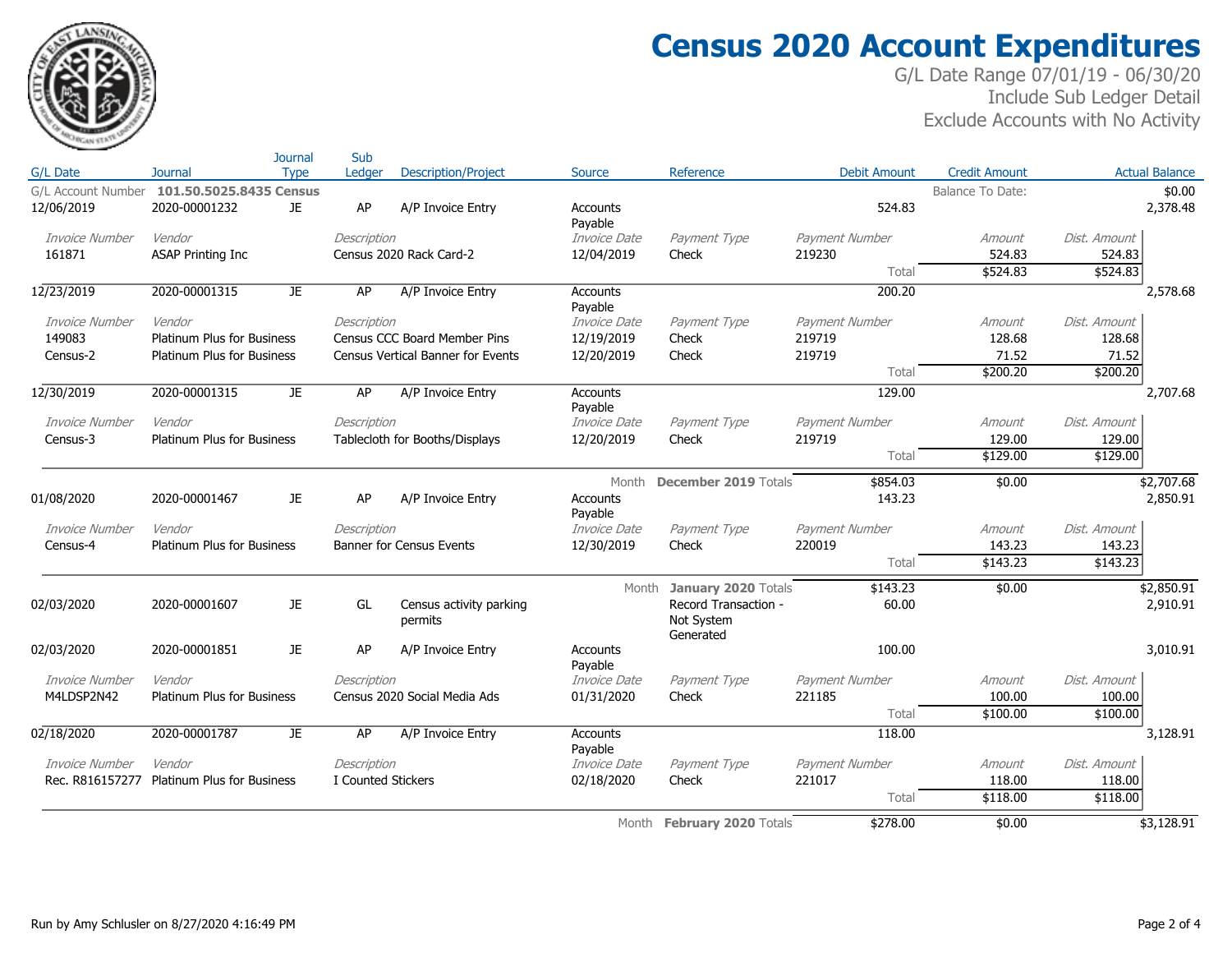# Census 2020 Account Expenditures

G/L Date Range 07/01/19 - 06/30/20
Include Sub Ledger Detail
Exclude Accounts with No Activity

| G/L Date | Journal | Journal Type | Sub Ledger | Description/Project | Source | Reference | Debit Amount | Credit Amount | | Actual Balance |
|---|---|---|---|---|---|---|---|---|---|---|
| G/L Account Number | **101.50.5025.8435 Census** | | | | | | | Balance To Date: | | $0.00 |
| 12/06/2019 | 2020-00001232 | JE | AP | A/P Invoice Entry | Accounts Payable | | 524.83 | | | 2,378.48 |
| *Invoice Number* | *Vendor* | | *Description* | | *Invoice Date* | *Payment Type* | *Payment Number* | *Amount* | *Dist. Amount* | |
| 161871 | ASAP Printing Inc | | Census 2020 Rack Card-2 | | 12/04/2019 | Check | 219230 | 524.83 | 524.83 | |
| | | | | | | | Total | $524.83 | $524.83 | |
| 12/23/2019 | 2020-00001315 | JE | AP | A/P Invoice Entry | Accounts Payable | | 200.20 | | | 2,578.68 |
| *Invoice Number* | *Vendor* | | *Description* | | *Invoice Date* | *Payment Type* | *Payment Number* | *Amount* | *Dist. Amount* | |
| 149083 | Platinum Plus for Business | | Census CCC Board Member Pins | | 12/19/2019 | Check | 219719 | 128.68 | 128.68 | |
| Census-2 | Platinum Plus for Business | | Census Vertical Banner for Events | | 12/20/2019 | Check | 219719 | 71.52 | 71.52 | |
| | | | | | | | Total | $200.20 | $200.20 | |
| 12/30/2019 | 2020-00001315 | JE | AP | A/P Invoice Entry | Accounts Payable | | 129.00 | | | 2,707.68 |
| *Invoice Number* | *Vendor* | | *Description* | | *Invoice Date* | *Payment Type* | *Payment Number* | *Amount* | *Dist. Amount* | |
| Census-3 | Platinum Plus for Business | | Tablecloth for Booths/Displays | | 12/20/2019 | Check | 219719 | 129.00 | 129.00 | |
| | | | | | | | Total | $129.00 | $129.00 | |
| | | | | | Month | **December 2019** Totals | $854.03 | $0.00 | | $2,707.68 |
| 01/08/2020 | 2020-00001467 | JE | AP | A/P Invoice Entry | Accounts Payable | | 143.23 | | | 2,850.91 |
| *Invoice Number* | *Vendor* | | *Description* | | *Invoice Date* | *Payment Type* | *Payment Number* | *Amount* | *Dist. Amount* | |
| Census-4 | Platinum Plus for Business | | Banner for Census Events | | 12/30/2019 | Check | 220019 | 143.23 | 143.23 | |
| | | | | | | | Total | $143.23 | $143.23 | |
| | | | | | Month | **January 2020** Totals | $143.23 | $0.00 | | $2,850.91 |
| 02/03/2020 | 2020-00001607 | JE | GL | Census activity parking permits | | Record Transaction - Not System Generated | 60.00 | | | 2,910.91 |
| 02/03/2020 | 2020-00001851 | JE | AP | A/P Invoice Entry | Accounts Payable | | 100.00 | | | 3,010.91 |
| *Invoice Number* | *Vendor* | | *Description* | | *Invoice Date* | *Payment Type* | *Payment Number* | *Amount* | *Dist. Amount* | |
| M4LDSP2N42 | Platinum Plus for Business | | Census 2020 Social Media Ads | | 01/31/2020 | Check | 221185 | 100.00 | 100.00 | |
| | | | | | | | Total | $100.00 | $100.00 | |
| 02/18/2020 | 2020-00001787 | JE | AP | A/P Invoice Entry | Accounts Payable | | 118.00 | | | 3,128.91 |
| *Invoice Number* | *Vendor* | | *Description* | | *Invoice Date* | *Payment Type* | *Payment Number* | *Amount* | *Dist. Amount* | |
| Rec. R816157277 | Platinum Plus for Business | | I Counted Stickers | | 02/18/2020 | Check | 221017 | 118.00 | 118.00 | |
| | | | | | | | Total | $118.00 | $118.00 | |
| | | | | | Month | **February 2020** Totals | $278.00 | $0.00 | | $3,128.91 |

Run by Amy Schlusler on 8/27/2020 4:16:49 PM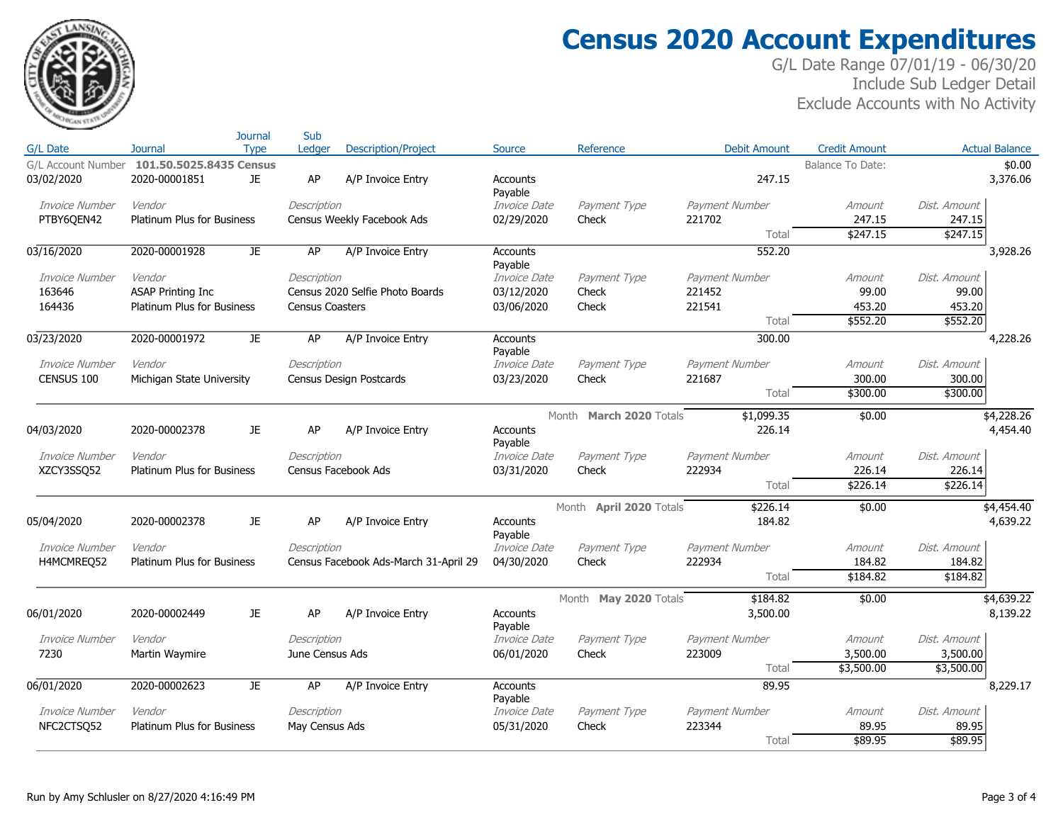# Census 2020 Account Expenditures

G/L Date Range 07/01/19 - 06/30/20
Include Sub Ledger Detail
Exclude Accounts with No Activity

| G/L Date | Journal | Journal Type | Sub Ledger | Description/Project | Source | Reference | Debit Amount | Credit Amount | Actual Balance |
|---|---|---|---|---|---|---|---|---|---|
| G/L Account Number | **101.50.5025.8435 Census** | | | | | | | Balance To Date: | $0.00 |
| 03/02/2020 | 2020-00001851 | JE | AP | A/P Invoice Entry | Accounts Payable | | 247.15 | | 3,376.06 |

| Invoice Number | Vendor | Description | Invoice Date | Payment Type | Payment Number | Amount | Dist. Amount |
|---|---|---|---|---|---|---|---|
| PTBY6QEN42 | Platinum Plus for Business | Census Weekly Facebook Ads | 02/29/2020 | Check | 221702 | 247.15 | 247.15 |
| | | | | | Total | $247.15 | $247.15 |

| G/L Date | Journal | Journal Type | Sub Ledger | Description/Project | Source | Reference | Debit Amount | Credit Amount | Actual Balance |
|---|---|---|---|---|---|---|---|---|---|
| 03/16/2020 | 2020-00001928 | JE | AP | A/P Invoice Entry | Accounts Payable | | 552.20 | | 3,928.26 |

| Invoice Number | Vendor | Description | Invoice Date | Payment Type | Payment Number | Amount | Dist. Amount |
|---|---|---|---|---|---|---|---|
| 163646 | ASAP Printing Inc | Census 2020 Selfie Photo Boards | 03/12/2020 | Check | 221452 | 99.00 | 99.00 |
| 164436 | Platinum Plus for Business | Census Coasters | 03/06/2020 | Check | 221541 | 453.20 | 453.20 |
| | | | | | Total | $552.20 | $552.20 |

| G/L Date | Journal | Journal Type | Sub Ledger | Description/Project | Source | Reference | Debit Amount | Credit Amount | Actual Balance |
|---|---|---|---|---|---|---|---|---|---|
| 03/23/2020 | 2020-00001972 | JE | AP | A/P Invoice Entry | Accounts Payable | | 300.00 | | 4,228.26 |

| Invoice Number | Vendor | Description | Invoice Date | Payment Type | Payment Number | Amount | Dist. Amount |
|---|---|---|---|---|---|---|---|
| CENSUS 100 | Michigan State University | Census Design Postcards | 03/23/2020 | Check | 221687 | 300.00 | 300.00 |
| | | | | | Total | $300.00 | $300.00 |

| G/L Date | Journal | Journal Type | Sub Ledger | Description/Project | Source | Reference | Debit Amount | Credit Amount | Actual Balance |
|---|---|---|---|---|---|---|---|---|---|
| | | | | | | Month **March 2020** Totals | $1,099.35 | $0.00 | $4,228.26 |
| 04/03/2020 | 2020-00002378 | JE | AP | A/P Invoice Entry | Accounts Payable | | 226.14 | | 4,454.40 |

| Invoice Number | Vendor | Description | Invoice Date | Payment Type | Payment Number | Amount | Dist. Amount |
|---|---|---|---|---|---|---|---|
| XZCY3SSQ52 | Platinum Plus for Business | Census Facebook Ads | 03/31/2020 | Check | 222934 | 226.14 | 226.14 |
| | | | | | Total | $226.14 | $226.14 |

| G/L Date | Journal | Journal Type | Sub Ledger | Description/Project | Source | Reference | Debit Amount | Credit Amount | Actual Balance |
|---|---|---|---|---|---|---|---|---|---|
| | | | | | | Month **April 2020** Totals | $226.14 | $0.00 | $4,454.40 |
| 05/04/2020 | 2020-00002378 | JE | AP | A/P Invoice Entry | Accounts Payable | | 184.82 | | 4,639.22 |

| Invoice Number | Vendor | Description | Invoice Date | Payment Type | Payment Number | Amount | Dist. Amount |
|---|---|---|---|---|---|---|---|
| H4MCMREQ52 | Platinum Plus for Business | Census Facebook Ads-March 31-April 29 | 04/30/2020 | Check | 222934 | 184.82 | 184.82 |
| | | | | | Total | $184.82 | $184.82 |

| G/L Date | Journal | Journal Type | Sub Ledger | Description/Project | Source | Reference | Debit Amount | Credit Amount | Actual Balance |
|---|---|---|---|---|---|---|---|---|---|
| | | | | | | Month **May 2020** Totals | $184.82 | $0.00 | $4,639.22 |
| 06/01/2020 | 2020-00002449 | JE | AP | A/P Invoice Entry | Accounts Payable | | 3,500.00 | | 8,139.22 |

| Invoice Number | Vendor | Description | Invoice Date | Payment Type | Payment Number | Amount | Dist. Amount |
|---|---|---|---|---|---|---|---|
| 7230 | Martin Waymire | June Census Ads | 06/01/2020 | Check | 223009 | 3,500.00 | 3,500.00 |
| | | | | | Total | $3,500.00 | $3,500.00 |

| G/L Date | Journal | Journal Type | Sub Ledger | Description/Project | Source | Reference | Debit Amount | Credit Amount | Actual Balance |
|---|---|---|---|---|---|---|---|---|---|
| 06/01/2020 | 2020-00002623 | JE | AP | A/P Invoice Entry | Accounts Payable | | 89.95 | | 8,229.17 |

| Invoice Number | Vendor | Description | Invoice Date | Payment Type | Payment Number | Amount | Dist. Amount |
|---|---|---|---|---|---|---|---|
| NFC2CTSQ52 | Platinum Plus for Business | May Census Ads | 05/31/2020 | Check | 223344 | 89.95 | 89.95 |
| | | | | | Total | $89.95 | $89.95 |

Run by Amy Schlusler on 8/27/2020 4:16:49 PM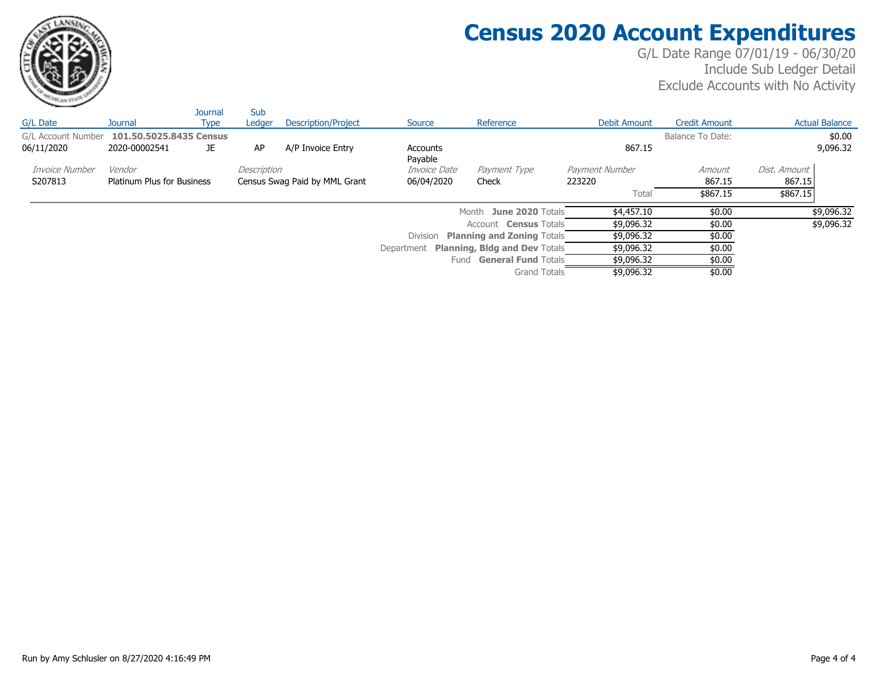# Census 2020 Account Expenditures

G/L Date Range 07/01/19 - 06/30/20
Include Sub Ledger Detail
Exclude Accounts with No Activity

| G/L Date | Journal | Journal Type | Sub Ledger | Description/Project | Source | Reference | Debit Amount | Credit Amount | Actual Balance |
|---|---|---|---|---|---|---|---|---|---|
| G/L Account Number | **101.50.5025.8435 Census** | | | | | | | Balance To Date: | $0.00 |
| 06/11/2020 | 2020-00002541 | JE | AP | A/P Invoice Entry | Accounts Payable | | 867.15 | | 9,096.32 |

| *Invoice Number* | *Vendor* | *Description* | *Invoice Date* | *Payment Type* | *Payment Number* | *Amount* | *Dist. Amount* |
|---|---|---|---|---|---|---|---|
| S207813 | Platinum Plus for Business | Census Swag Paid by MML Grant | 06/04/2020 | Check | 223220 | 867.15 | 867.15 |
| | | | | | Total | $867.15 | $867.15 |

| Totals | Debit Amount | Credit Amount | Actual Balance |
|---|---|---|---|
| Month **June 2020** Totals | $4,457.10 | $0.00 | $9,096.32 |
| Account **Census** Totals | $9,096.32 | $0.00 | $9,096.32 |
| Division **Planning and Zoning** Totals | $9,096.32 | $0.00 | |
| Department **Planning, Bldg and Dev** Totals | $9,096.32 | $0.00 | |
| Fund **General Fund** Totals | $9,096.32 | $0.00 | |
| Grand Totals | $9,096.32 | $0.00 | |

Run by Amy Schlusler on 8/27/2020 4:16:49 PM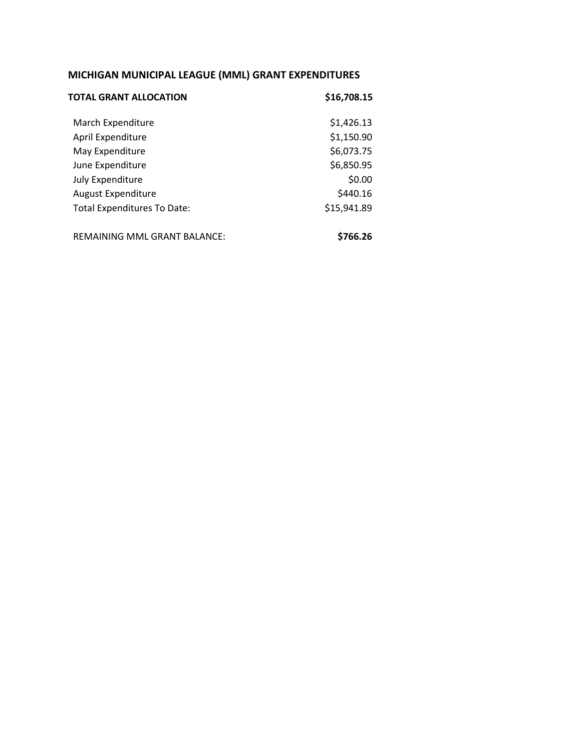## MICHIGAN MUNICIPAL LEAGUE (MML) GRANT EXPENDITURES

| **TOTAL GRANT ALLOCATION** | **$16,708.15** |
|---|---|
| March Expenditure | $1,426.13 |
| April Expenditure | $1,150.90 |
| May Expenditure | $6,073.75 |
| June Expenditure | $6,850.95 |
| July Expenditure | $0.00 |
| August Expenditure | $440.16 |
| Total Expenditures To Date: | $15,941.89 |
| REMAINING MML GRANT BALANCE: | **$766.26** |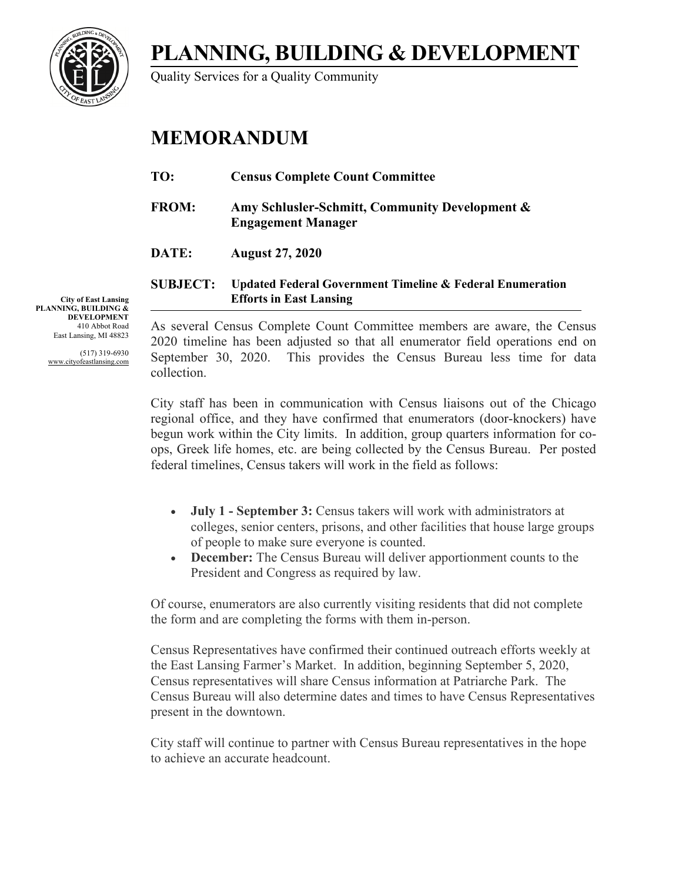# PLANNING, BUILDING & DEVELOPMENT

Quality Services for a Quality Community

## MEMORANDUM

**TO:** **Census Complete Count Committee**

**FROM:** **Amy Schlusler-Schmitt, Community Development & Engagement Manager**

**DATE:** **August 27, 2020**

**SUBJECT:** **Updated Federal Government Timeline & Federal Enumeration Efforts in East Lansing**

**City of East Lansing**
**PLANNING, BUILDING & DEVELOPMENT**
410 Abbot Road
East Lansing, MI 48823

(517) 319-6930
www.cityofeastlansing.com

As several Census Complete Count Committee members are aware, the Census 2020 timeline has been adjusted so that all enumerator field operations end on September 30, 2020. This provides the Census Bureau less time for data collection.

City staff has been in communication with Census liaisons out of the Chicago regional office, and they have confirmed that enumerators (door-knockers) have begun work within the City limits. In addition, group quarters information for co-ops, Greek life homes, etc. are being collected by the Census Bureau. Per posted federal timelines, Census takers will work in the field as follows:

- **July 1 - September 3:** Census takers will work with administrators at colleges, senior centers, prisons, and other facilities that house large groups of people to make sure everyone is counted.
- **December:** The Census Bureau will deliver apportionment counts to the President and Congress as required by law.

Of course, enumerators are also currently visiting residents that did not complete the form and are completing the forms with them in-person.

Census Representatives have confirmed their continued outreach efforts weekly at the East Lansing Farmer's Market. In addition, beginning September 5, 2020, Census representatives will share Census information at Patriarche Park. The Census Bureau will also determine dates and times to have Census Representatives present in the downtown.

City staff will continue to partner with Census Bureau representatives in the hope to achieve an accurate headcount.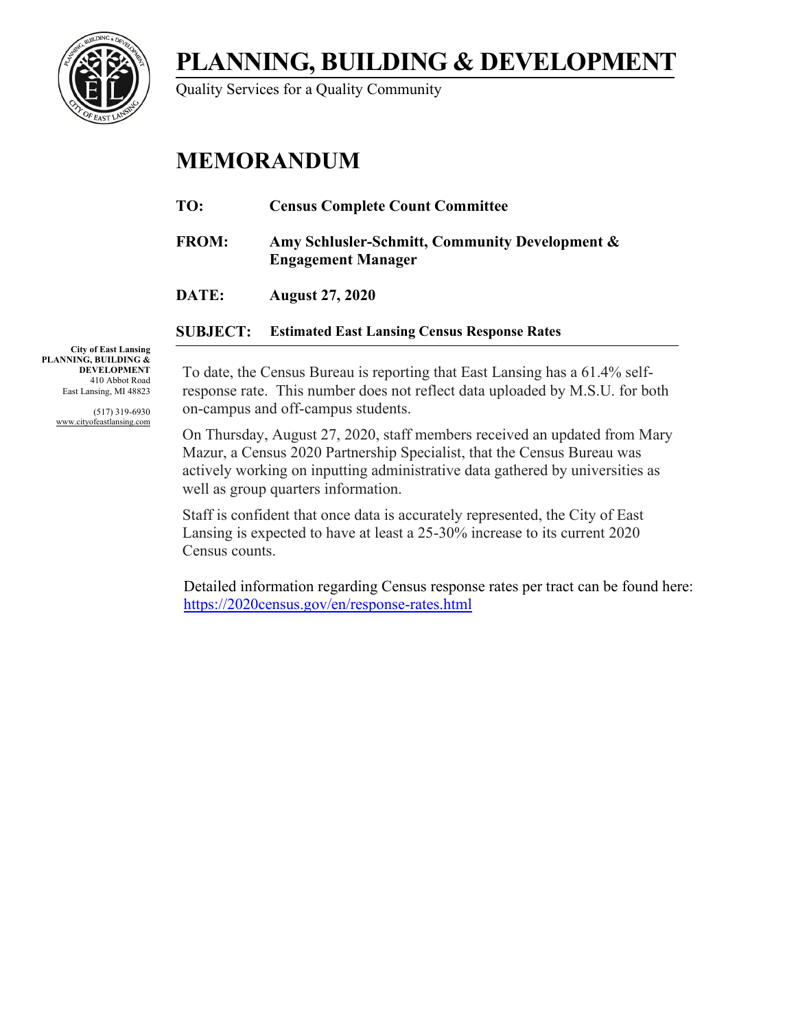# PLANNING, BUILDING & DEVELOPMENT

Quality Services for a Quality Community

# MEMORANDUM

**TO:** **Census Complete Count Committee**

**FROM:** **Amy Schlusler-Schmitt, Community Development & Engagement Manager**

**DATE:** **August 27, 2020**

**SUBJECT:** **Estimated East Lansing Census Response Rates**

**City of East Lansing**
**PLANNING, BUILDING & DEVELOPMENT**
410 Abbot Road
East Lansing, MI 48823

(517) 319-6930
www.cityofeastlansing.com

To date, the Census Bureau is reporting that East Lansing has a 61.4% self-response rate. This number does not reflect data uploaded by M.S.U. for both on-campus and off-campus students.

On Thursday, August 27, 2020, staff members received an updated from Mary Mazur, a Census 2020 Partnership Specialist, that the Census Bureau was actively working on inputting administrative data gathered by universities as well as group quarters information.

Staff is confident that once data is accurately represented, the City of East Lansing is expected to have at least a 25-30% increase to its current 2020 Census counts.

Detailed information regarding Census response rates per tract can be found here: https://2020census.gov/en/response-rates.html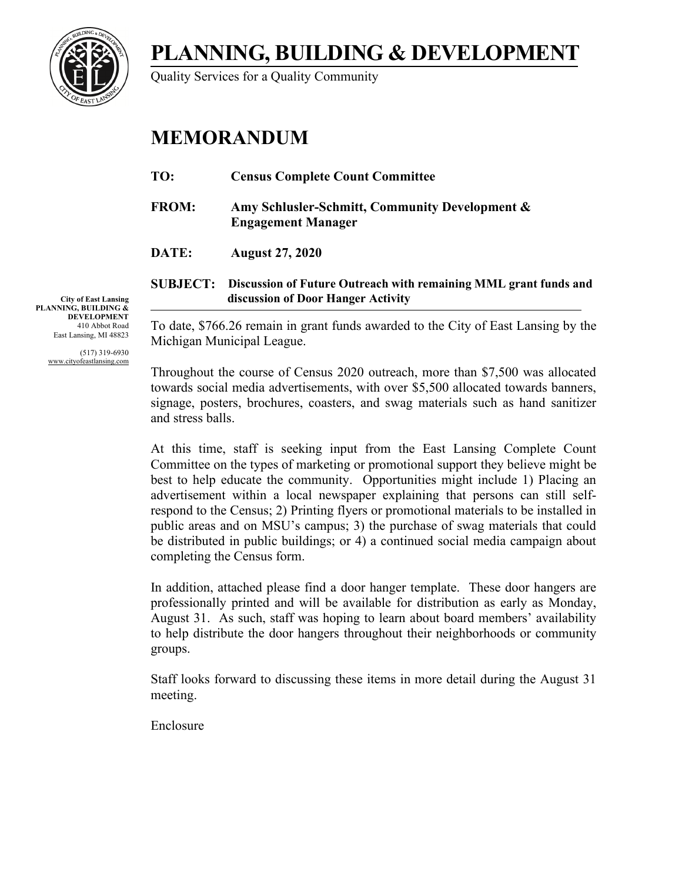# PLANNING, BUILDING & DEVELOPMENT

Quality Services for a Quality Community

# MEMORANDUM

**TO:** Census Complete Count Committee

**FROM:** Amy Schlusler-Schmitt, Community Development & Engagement Manager

**DATE:** August 27, 2020

**SUBJECT:** Discussion of Future Outreach with remaining MML grant funds and discussion of Door Hanger Activity

**City of East Lansing**
**PLANNING, BUILDING & DEVELOPMENT**
410 Abbot Road
East Lansing, MI 48823

(517) 319-6930
www.cityofeastlansing.com

To date, $766.26 remain in grant funds awarded to the City of East Lansing by the Michigan Municipal League.

Throughout the course of Census 2020 outreach, more than $7,500 was allocated towards social media advertisements, with over $5,500 allocated towards banners, signage, posters, brochures, coasters, and swag materials such as hand sanitizer and stress balls.

At this time, staff is seeking input from the East Lansing Complete Count Committee on the types of marketing or promotional support they believe might be best to help educate the community. Opportunities might include 1) Placing an advertisement within a local newspaper explaining that persons can still self-respond to the Census; 2) Printing flyers or promotional materials to be installed in public areas and on MSU's campus; 3) the purchase of swag materials that could be distributed in public buildings; or 4) a continued social media campaign about completing the Census form.

In addition, attached please find a door hanger template. These door hangers are professionally printed and will be available for distribution as early as Monday, August 31. As such, staff was hoping to learn about board members' availability to help distribute the door hangers throughout their neighborhoods or community groups.

Staff looks forward to discussing these items in more detail during the August 31 meeting.

Enclosure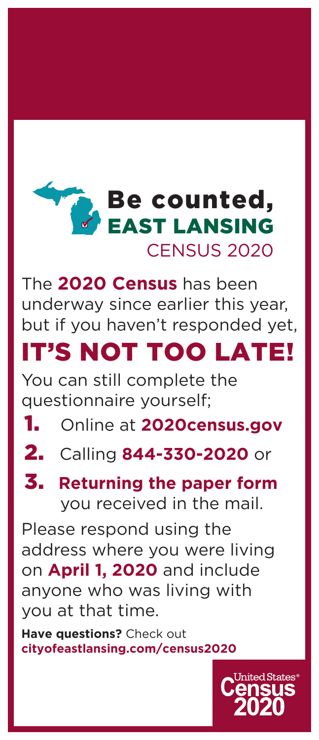# Be counted, EAST LANSING

## CENSUS 2020

The **2020 Census** has been underway since earlier this year, but if you haven't responded yet,

## IT'S NOT TOO LATE!

You can still complete the questionnaire yourself;

1. Online at **2020census.gov**
2. Calling **844-330-2020** or
3. **Returning the paper form** you received in the mail.

Please respond using the address where you were living on **April 1, 2020** and include anyone who was living with you at that time.

**Have questions?** Check out **cityofeastlansing.com/census2020**

United States® Census 2020